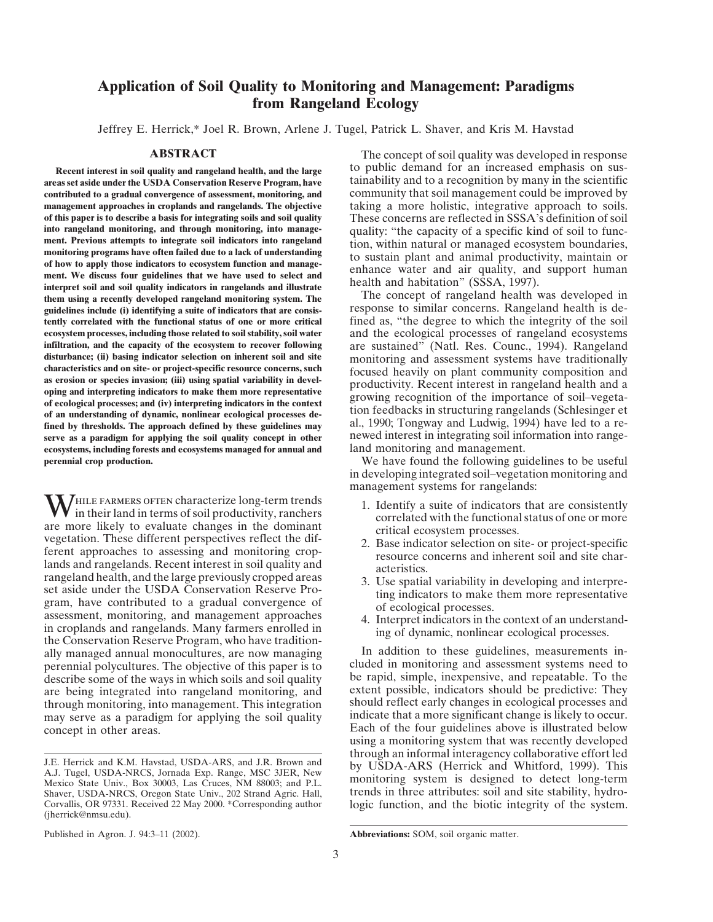# Application of Soil Quality to Monitoring and Management: Paradigms from Rangeland Ecology

Jeffrey E. Herrick,* Joel R. Brown, Arlene J. Tugel, Patrick L. Shaver, and Kris M. Havstad

## ABSTRACT

**Recent interest in soil quality and rangeland health, and the large areas set aside under the USDA Conservation Reserve Program, have contributed to a gradual convergence of assessment, monitoring, and management approaches in croplands and rangelands. The objective of this paper is to describe a basis for integrating soils and soil quality into rangeland monitoring, and through monitoring, into management. Previous attempts to integrate soil indicators into rangeland monitoring programs have often failed due to a lack of understanding of how to apply those indicators to ecosystem function and management. We discuss four guidelines that we have used to select and interpret soil and soil quality indicators in rangelands and illustrate them using a recently developed rangeland monitoring system. The guidelines include (i) identifying a suite of indicators that are consistently correlated with the functional status of one or more critical ecosystem processes, including those related to soil stability, soil water infiltration, and the capacity of the ecosystem to recover following disturbance; (ii) basing indicator selection on inherent soil and site characteristics and on site- or project-specific resource concerns, such as erosion or species invasion; (iii) using spatial variability in developing and interpreting indicators to make them more representative of ecological processes; and (iv) interpreting indicators in the context of an understanding of dynamic, nonlinear ecological processes defined by thresholds. The approach defined by these guidelines may serve as a paradigm for applying the soil quality concept in other ecosystems, including forests and ecosystems managed for annual and perennial crop production.**

While farmers often characterize long-term trends in their land in terms of soil productivity, ranchers are more likely to evaluate changes in the dominant vegetation. These different perspectives reflect the different approaches to assessing and monitoring croplands and rangelands. Recent interest in soil quality and rangeland health, and the large previously cropped areas set aside under the USDA Conservation Reserve Program, have contributed to a gradual convergence of assessment, monitoring, and management approaches in croplands and rangelands. Many farmers enrolled in the Conservation Reserve Program, who have traditionally managed annual monocultures, are now managing perennial polycultures. The objective of this paper is to describe some of the ways in which soils and soil quality are being integrated into rangeland monitoring, and through monitoring, into management. This integration may serve as a paradigm for applying the soil quality concept in other areas.

The concept of soil quality was developed in response to public demand for an increased emphasis on sustainability and to a recognition by many in the scientific community that soil management could be improved by taking a more holistic, integrative approach to soils. These concerns are reflected in SSSA's definition of soil quality: "the capacity of a specific kind of soil to function, within natural or managed ecosystem boundaries, to sustain plant and animal productivity, maintain or enhance water and air quality, and support human health and habitation" (SSSA, 1997).

The concept of rangeland health was developed in response to similar concerns. Rangeland health is defined as, "the degree to which the integrity of the soil and the ecological processes of rangeland ecosystems are sustained" (Natl. Res. Counc., 1994). Rangeland monitoring and assessment systems have traditionally focused heavily on plant community composition and productivity. Recent interest in rangeland health and a growing recognition of the importance of soil–vegetation feedbacks in structuring rangelands (Schlesinger et al., 1990; Tongway and Ludwig, 1994) have led to a renewed interest in integrating soil information into rangeland monitoring and management.

We have found the following guidelines to be useful in developing integrated soil–vegetation monitoring and management systems for rangelands:

1. Identify a suite of indicators that are consistently correlated with the functional status of one or more critical ecosystem processes.
2. Base indicator selection on site- or project-specific resource concerns and inherent soil and site characteristics.
3. Use spatial variability in developing and interpreting indicators to make them more representative of ecological processes.
4. Interpret indicators in the context of an understanding of dynamic, nonlinear ecological processes.

In addition to these guidelines, measurements included in monitoring and assessment systems need to be rapid, simple, inexpensive, and repeatable. To the extent possible, indicators should be predictive: They should reflect early changes in ecological processes and indicate that a more significant change is likely to occur. Each of the four guidelines above is illustrated below using a monitoring system that was recently developed through an informal interagency collaborative effort led by USDA-ARS (Herrick and Whitford, 1999). This monitoring system is designed to detect long-term trends in three attributes: soil and site stability, hydrologic function, and the biotic integrity of the system.

J.E. Herrick and K.M. Havstad, USDA-ARS, and J.R. Brown and A.J. Tugel, USDA-NRCS, Jornada Exp. Range, MSC 3JER, New Mexico State Univ., Box 30003, Las Cruces, NM 88003; and P.L. Shaver, USDA-NRCS, Oregon State Univ., 202 Strand Agric. Hall, Corvallis, OR 97331. Received 22 May 2000. *Corresponding author (jherrick@nmsu.edu).

Published in Agron. J. 94:3–11 (2002).

**Abbreviations:** SOM, soil organic matter.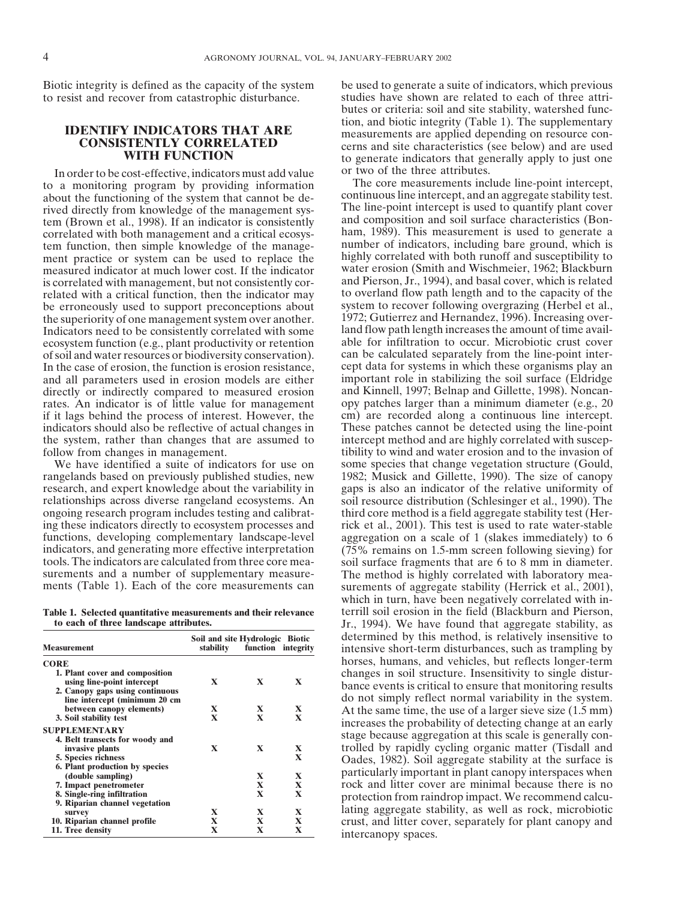Biotic integrity is defined as the capacity of the system to resist and recover from catastrophic disturbance.

## IDENTIFY INDICATORS THAT ARE CONSISTENTLY CORRELATED WITH FUNCTION

In order to be cost-effective, indicators must add value to a monitoring program by providing information about the functioning of the system that cannot be derived directly from knowledge of the management system (Brown et al., 1998). If an indicator is consistently correlated with both management and a critical ecosystem function, then simple knowledge of the management practice or system can be used to replace the measured indicator at much lower cost. If the indicator is correlated with management, but not consistently correlated with a critical function, then the indicator may be erroneously used to support preconceptions about the superiority of one management system over another. Indicators need to be consistently correlated with some ecosystem function (e.g., plant productivity or retention of soil and water resources or biodiversity conservation). In the case of erosion, the function is erosion resistance, and all parameters used in erosion models are either directly or indirectly compared to measured erosion rates. An indicator is of little value for management if it lags behind the process of interest. However, the indicators should also be reflective of actual changes in the system, rather than changes that are assumed to follow from changes in management.

We have identified a suite of indicators for use on rangelands based on previously published studies, new research, and expert knowledge about the variability in relationships across diverse rangeland ecosystems. An ongoing research program includes testing and calibrating these indicators directly to ecosystem processes and functions, developing complementary landscape-level indicators, and generating more effective interpretation tools. The indicators are calculated from three core measurements and a number of supplementary measurements (Table 1). Each of the core measurements can be used to generate a suite of indicators, which previous studies have shown are related to each of three attributes or criteria: soil and site stability, watershed function, and biotic integrity (Table 1). The supplementary measurements are applied depending on resource concerns and site characteristics (see below) and are used to generate indicators that generally apply to just one or two of the three attributes.

**Table 1. Selected quantitative measurements and their relevance to each of three landscape attributes.**

| Measurement | Soil and site stability | Hydrologic function | Biotic integrity |
|---|---|---|---|
| **CORE** | | | |
| 1. Plant cover and composition using line-point intercept | X | X | X |
| 2. Canopy gaps using continuous line intercept (minimum 20 cm between canopy elements) | X | X | X |
| 3. Soil stability test | X | X | X |
| **SUPPLEMENTARY** | | | |
| 4. Belt transects for woody and invasive plants | X | X | X |
| 5. Species richness | | | X |
| 6. Plant production by species (double sampling) | | X | X |
| 7. Impact penetrometer | | X | X |
| 8. Single-ring infiltration | | X | X |
| 9. Riparian channel vegetation survey | X | X | X |
| 10. Riparian channel profile | X | X | X |
| 11. Tree density | X | X | X |

The core measurements include line-point intercept, continuous line intercept, and an aggregate stability test. The line-point intercept is used to quantify plant cover and composition and soil surface characteristics (Bonham, 1989). This measurement is used to generate a number of indicators, including bare ground, which is highly correlated with both runoff and susceptibility to water erosion (Smith and Wischmeier, 1962; Blackburn and Pierson, Jr., 1994), and basal cover, which is related to overland flow path length and to the capacity of the system to recover following overgrazing (Herbel et al., 1972; Gutierrez and Hernandez, 1996). Increasing overland flow path length increases the amount of time available for infiltration to occur. Microbiotic crust cover can be calculated separately from the line-point intercept data for systems in which these organisms play an important role in stabilizing the soil surface (Eldridge and Kinnell, 1997; Belnap and Gillette, 1998). Noncanopy patches larger than a minimum diameter (e.g., 20 cm) are recorded along a continuous line intercept. These patches cannot be detected using the line-point intercept method and are highly correlated with susceptibility to wind and water erosion and to the invasion of some species that change vegetation structure (Gould, 1982; Musick and Gillette, 1990). The size of canopy gaps is also an indicator of the relative uniformity of soil resource distribution (Schlesinger et al., 1990). The third core method is a field aggregate stability test (Herrick et al., 2001). This test is used to rate water-stable aggregation on a scale of 1 (slakes immediately) to 6 (75% remains on 1.5-mm screen following sieving) for soil surface fragments that are 6 to 8 mm in diameter. The method is highly correlated with laboratory measurements of aggregate stability (Herrick et al., 2001), which in turn, have been negatively correlated with interrill soil erosion in the field (Blackburn and Pierson, Jr., 1994). We have found that aggregate stability, as determined by this method, is relatively insensitive to intensive short-term disturbances, such as trampling by horses, humans, and vehicles, but reflects longer-term changes in soil structure. Insensitivity to single disturbance events is critical to ensure that monitoring results do not simply reflect normal variability in the system. At the same time, the use of a larger sieve size (1.5 mm) increases the probability of detecting change at an early stage because aggregation at this scale is generally controlled by rapidly cycling organic matter (Tisdall and Oades, 1982). Soil aggregate stability at the surface is particularly important in plant canopy interspaces when rock and litter cover are minimal because there is no protection from raindrop impact. We recommend calculating aggregate stability, as well as rock, microbiotic crust, and litter cover, separately for plant canopy and intercanopy spaces.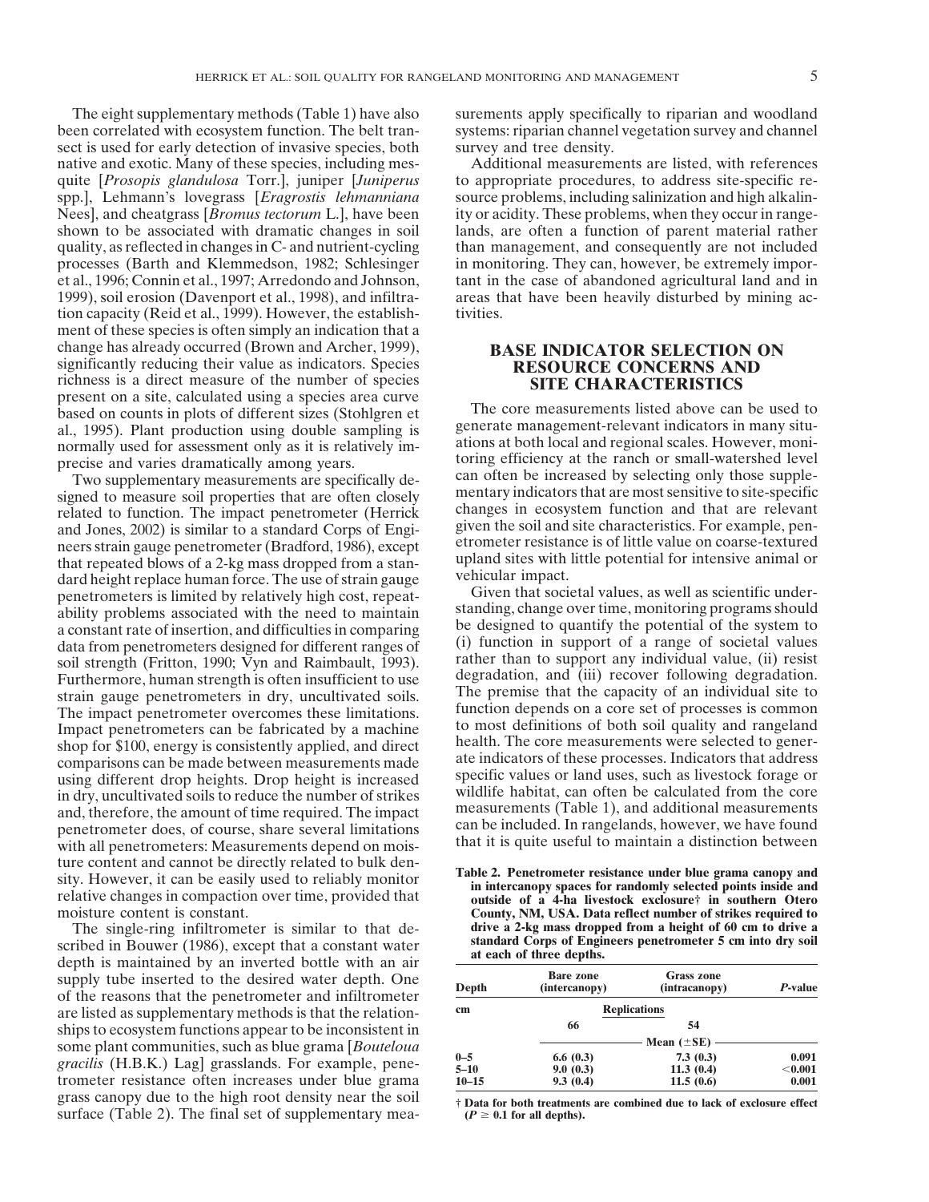The eight supplementary methods (Table 1) have also been correlated with ecosystem function. The belt transect is used for early detection of invasive species, both native and exotic. Many of these species, including mesquite [*Prosopis glandulosa* Torr.], juniper [*Juniperus* spp.], Lehmann's lovegrass [*Eragrostis lehmanniana* Nees], and cheatgrass [*Bromus tectorum* L.], have been shown to be associated with dramatic changes in soil quality, as reflected in changes in C- and nutrient-cycling processes (Barth and Klemmedson, 1982; Schlesinger et al., 1996; Connin et al., 1997; Arredondo and Johnson, 1999), soil erosion (Davenport et al., 1998), and infiltration capacity (Reid et al., 1999). However, the establishment of these species is often simply an indication that a change has already occurred (Brown and Archer, 1999), significantly reducing their value as indicators. Species richness is a direct measure of the number of species present on a site, calculated using a species area curve based on counts in plots of different sizes (Stohlgren et al., 1995). Plant production using double sampling is normally used for assessment only as it is relatively imprecise and varies dramatically among years.

Two supplementary measurements are specifically designed to measure soil properties that are often closely related to function. The impact penetrometer (Herrick and Jones, 2002) is similar to a standard Corps of Engineers strain gauge penetrometer (Bradford, 1986), except that repeated blows of a 2-kg mass dropped from a standard height replace human force. The use of strain gauge penetrometers is limited by relatively high cost, repeatability problems associated with the need to maintain a constant rate of insertion, and difficulties in comparing data from penetrometers designed for different ranges of soil strength (Fritton, 1990; Vyn and Raimbault, 1993). Furthermore, human strength is often insufficient to use strain gauge penetrometers in dry, uncultivated soils. The impact penetrometer overcomes these limitations. Impact penetrometers can be fabricated by a machine shop for \$100, energy is consistently applied, and direct comparisons can be made between measurements made using different drop heights. Drop height is increased in dry, uncultivated soils to reduce the number of strikes and, therefore, the amount of time required. The impact penetrometer does, of course, share several limitations with all penetrometers: Measurements depend on moisture content and cannot be directly related to bulk density. However, it can be easily used to reliably monitor relative changes in compaction over time, provided that moisture content is constant.

The single-ring infiltrometer is similar to that described in Bouwer (1986), except that a constant water depth is maintained by an inverted bottle with an air supply tube inserted to the desired water depth. One of the reasons that the penetrometer and infiltrometer are listed as supplementary methods is that the relationships to ecosystem functions appear to be inconsistent in some plant communities, such as blue grama [*Bouteloua gracilis* (H.B.K.) Lag] grasslands. For example, penetrometer resistance often increases under blue grama grass canopy due to the high root density near the soil surface (Table 2). The final set of supplementary measurements apply specifically to riparian and woodland systems: riparian channel vegetation survey and channel survey and tree density.

Additional measurements are listed, with references to appropriate procedures, to address site-specific resource problems, including salinization and high alkalinity or acidity. These problems, when they occur in rangelands, are often a function of parent material rather than management, and consequently are not included in monitoring. They can, however, be extremely important in the case of abandoned agricultural land and in areas that have been heavily disturbed by mining activities.

## BASE INDICATOR SELECTION ON RESOURCE CONCERNS AND SITE CHARACTERISTICS

The core measurements listed above can be used to generate management-relevant indicators in many situations at both local and regional scales. However, monitoring efficiency at the ranch or small-watershed level can often be increased by selecting only those supplementary indicators that are most sensitive to site-specific changes in ecosystem function and that are relevant given the soil and site characteristics. For example, penetrometer resistance is of little value on coarse-textured upland sites with little potential for intensive animal or vehicular impact.

Given that societal values, as well as scientific understanding, change over time, monitoring programs should be designed to quantify the potential of the system to (i) function in support of a range of societal values rather than to support any individual value, (ii) resist degradation, and (iii) recover following degradation. The premise that the capacity of an individual site to function depends on a core set of processes is common to most definitions of both soil quality and rangeland health. The core measurements were selected to generate indicators of these processes. Indicators that address specific values or land uses, such as livestock forage or wildlife habitat, can often be calculated from the core measurements (Table 1), and additional measurements can be included. In rangelands, however, we have found that it is quite useful to maintain a distinction between

**Table 2. Penetrometer resistance under blue grama canopy and in intercanopy spaces for randomly selected points inside and outside of a 4-ha livestock exclosure† in southern Otero County, NM, USA. Data reflect number of strikes required to drive a 2-kg mass dropped from a height of 60 cm to drive a standard Corps of Engineers penetrometer 5 cm into dry soil at each of three depths.**

| Depth | Bare zone (intercanopy) | Grass zone (intracanopy) | *P*-value |
|---|---|---|---|
| cm | Replications | | |
| | 66 | 54 | |
| | Mean (±SE) | | |
| 0–5 | 6.6 (0.3) | 7.3 (0.3) | 0.091 |
| 5–10 | 9.0 (0.3) | 11.3 (0.4) | <0.001 |
| 10–15 | 9.3 (0.4) | 11.5 (0.6) | 0.001 |

† Data for both treatments are combined due to lack of exclosure effect ($P \geq 0.1$ for all depths).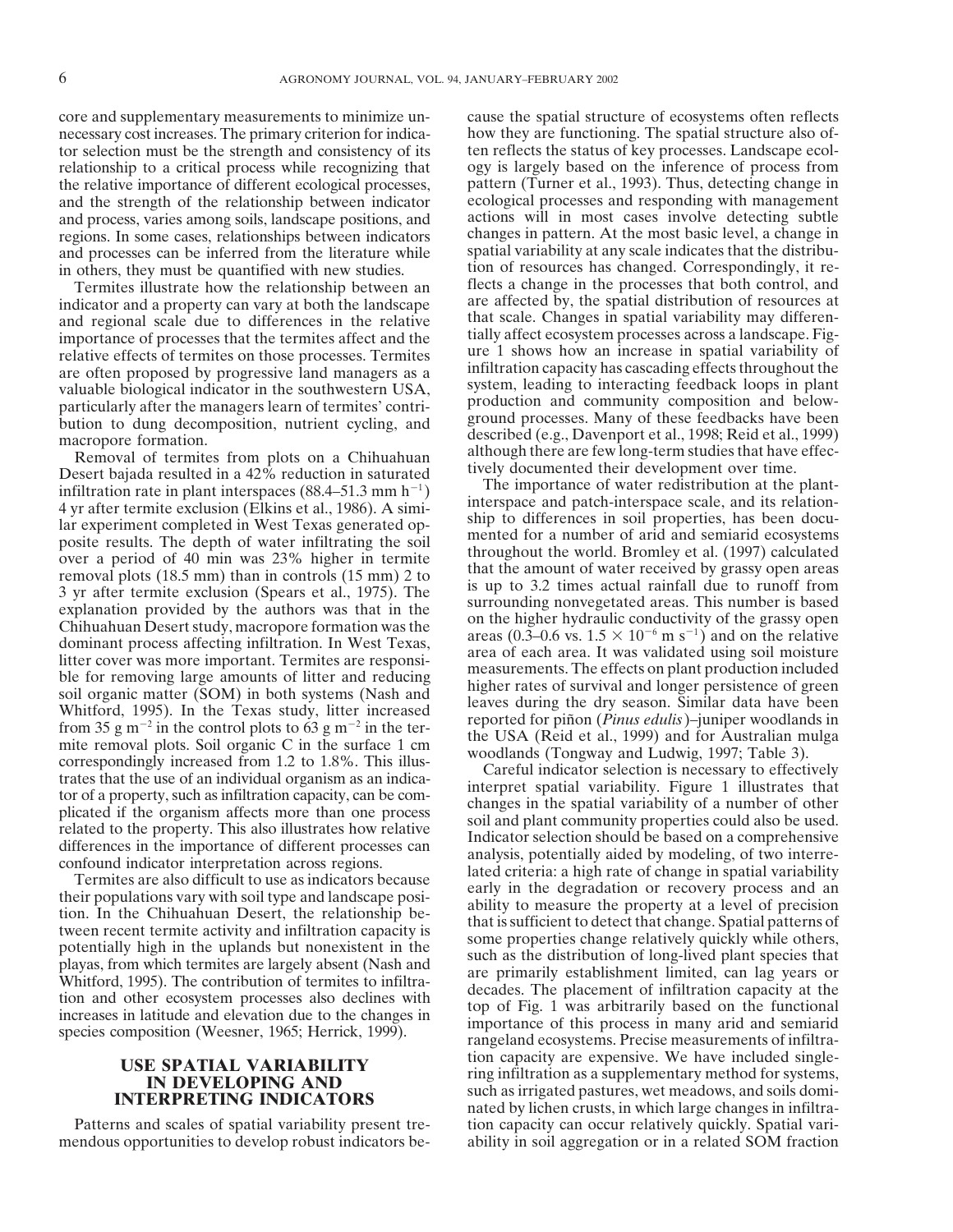core and supplementary measurements to minimize unnecessary cost increases. The primary criterion for indicator selection must be the strength and consistency of its relationship to a critical process while recognizing that the relative importance of different ecological processes, and the strength of the relationship between indicator and process, varies among soils, landscape positions, and regions. In some cases, relationships between indicators and processes can be inferred from the literature while in others, they must be quantified with new studies.

Termites illustrate how the relationship between an indicator and a property can vary at both the landscape and regional scale due to differences in the relative importance of processes that the termites affect and the relative effects of termites on those processes. Termites are often proposed by progressive land managers as a valuable biological indicator in the southwestern USA, particularly after the managers learn of termites' contribution to dung decomposition, nutrient cycling, and macropore formation.

Removal of termites from plots on a Chihuahuan Desert bajada resulted in a 42% reduction in saturated infiltration rate in plant interspaces (88.4–51.3 mm $h^{-1}$) 4 yr after termite exclusion (Elkins et al., 1986). A similar experiment completed in West Texas generated opposite results. The depth of water infiltrating the soil over a period of 40 min was 23% higher in termite removal plots (18.5 mm) than in controls (15 mm) 2 to 3 yr after termite exclusion (Spears et al., 1975). The explanation provided by the authors was that in the Chihuahuan Desert study, macropore formation was the dominant process affecting infiltration. In West Texas, litter cover was more important. Termites are responsible for removing large amounts of litter and reducing soil organic matter (SOM) in both systems (Nash and Whitford, 1995). In the Texas study, litter increased from 35 g $m^{-2}$ in the control plots to 63 g $m^{-2}$ in the termite removal plots. Soil organic C in the surface 1 cm correspondingly increased from 1.2 to 1.8%. This illustrates that the use of an individual organism as an indicator of a property, such as infiltration capacity, can be complicated if the organism affects more than one process related to the property. This also illustrates how relative differences in the importance of different processes can confound indicator interpretation across regions.

Termites are also difficult to use as indicators because their populations vary with soil type and landscape position. In the Chihuahuan Desert, the relationship between recent termite activity and infiltration capacity is potentially high in the uplands but nonexistent in the playas, from which termites are largely absent (Nash and Whitford, 1995). The contribution of termites to infiltration and other ecosystem processes also declines with increases in latitude and elevation due to the changes in species composition (Weesner, 1965; Herrick, 1999).

## USE SPATIAL VARIABILITY IN DEVELOPING AND INTERPRETING INDICATORS

Patterns and scales of spatial variability present tremendous opportunities to develop robust indicators because the spatial structure of ecosystems often reflects how they are functioning. The spatial structure also often reflects the status of key processes. Landscape ecology is largely based on the inference of process from pattern (Turner et al., 1993). Thus, detecting change in ecological processes and responding with management actions will in most cases involve detecting subtle changes in pattern. At the most basic level, a change in spatial variability at any scale indicates that the distribution of resources has changed. Correspondingly, it reflects a change in the processes that both control, and are affected by, the spatial distribution of resources at that scale. Changes in spatial variability may differentially affect ecosystem processes across a landscape. Figure 1 shows how an increase in spatial variability of infiltration capacity has cascading effects throughout the system, leading to interacting feedback loops in plant production and community composition and belowground processes. Many of these feedbacks have been described (e.g., Davenport et al., 1998; Reid et al., 1999) although there are few long-term studies that have effectively documented their development over time.

The importance of water redistribution at the plant-interspace and patch-interspace scale, and its relationship to differences in soil properties, has been documented for a number of arid and semiarid ecosystems throughout the world. Bromley et al. (1997) calculated that the amount of water received by grassy open areas is up to 3.2 times actual rainfall due to runoff from surrounding nonvegetated areas. This number is based on the higher hydraulic conductivity of the grassy open areas (0.3–0.6 vs. $1.5 \times 10^{-6}$ m $s^{-1}$) and on the relative area of each area. It was validated using soil moisture measurements. The effects on plant production included higher rates of survival and longer persistence of green leaves during the dry season. Similar data have been reported for piñon (*Pinus edulis*)–juniper woodlands in the USA (Reid et al., 1999) and for Australian mulga woodlands (Tongway and Ludwig, 1997; Table 3).

Careful indicator selection is necessary to effectively interpret spatial variability. Figure 1 illustrates that changes in the spatial variability of a number of other soil and plant community properties could also be used. Indicator selection should be based on a comprehensive analysis, potentially aided by modeling, of two interrelated criteria: a high rate of change in spatial variability early in the degradation or recovery process and an ability to measure the property at a level of precision that is sufficient to detect that change. Spatial patterns of some properties change relatively quickly while others, such as the distribution of long-lived plant species that are primarily establishment limited, can lag years or decades. The placement of infiltration capacity at the top of Fig. 1 was arbitrarily based on the functional importance of this process in many arid and semiarid rangeland ecosystems. Precise measurements of infiltration capacity are expensive. We have included single-ring infiltration as a supplementary method for systems, such as irrigated pastures, wet meadows, and soils dominated by lichen crusts, in which large changes in infiltration capacity can occur relatively quickly. Spatial variability in soil aggregation or in a related SOM fraction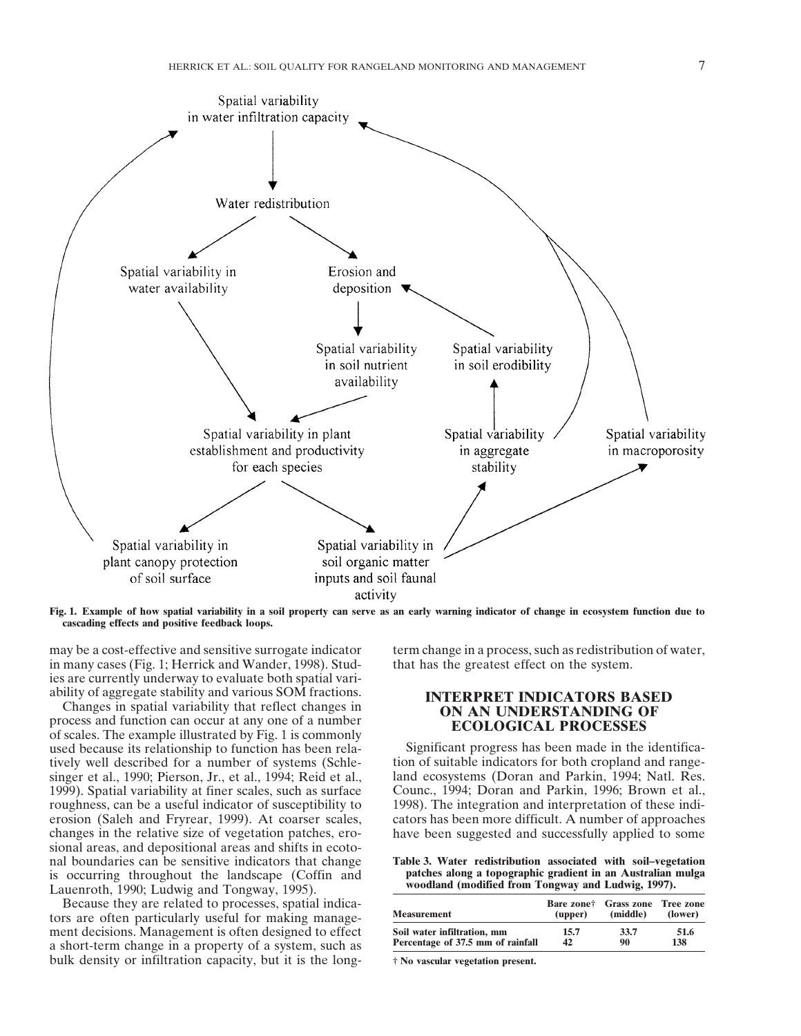Spatial variability in water infiltration capacity

Water redistribution

Spatial variability in water availability

Erosion and deposition

Spatial variability in soil nutrient availability

Spatial variability in soil erodibility

Spatial variability in plant establishment and productivity for each species

Spatial variability in aggregate stability

Spatial variability in macroporosity

Spatial variability in plant canopy protection of soil surface

Spatial variability in soil organic matter inputs and soil faunal activity

**Fig. 1. Example of how spatial variability in a soil property can serve as an early warning indicator of change in ecosystem function due to cascading effects and positive feedback loops.**

may be a cost-effective and sensitive surrogate indicator in many cases (Fig. 1; Herrick and Wander, 1998). Studies are currently underway to evaluate both spatial variability of aggregate stability and various SOM fractions.

Changes in spatial variability that reflect changes in process and function can occur at any one of a number of scales. The example illustrated by Fig. 1 is commonly used because its relationship to function has been relatively well described for a number of systems (Schlesinger et al., 1990; Pierson, Jr., et al., 1994; Reid et al., 1999). Spatial variability at finer scales, such as surface roughness, can be a useful indicator of susceptibility to erosion (Saleh and Fryrear, 1999). At coarser scales, changes in the relative size of vegetation patches, erosional areas, and depositional areas and shifts in ecotonal boundaries can be sensitive indicators that change is occurring throughout the landscape (Coffin and Lauenroth, 1990; Ludwig and Tongway, 1995).

Because they are related to processes, spatial indicators are often particularly useful for making management decisions. Management is often designed to effect a short-term change in a property of a system, such as bulk density or infiltration capacity, but it is the long-term change in a process, such as redistribution of water, that has the greatest effect on the system.

## INTERPRET INDICATORS BASED ON AN UNDERSTANDING OF ECOLOGICAL PROCESSES

Significant progress has been made in the identification of suitable indicators for both cropland and rangeland ecosystems (Doran and Parkin, 1994; Natl. Res. Counc., 1994; Doran and Parkin, 1996; Brown et al., 1998). The integration and interpretation of these indicators has been more difficult. A number of approaches have been suggested and successfully applied to some

**Table 3. Water redistribution associated with soil–vegetation patches along a topographic gradient in an Australian mulga woodland (modified from Tongway and Ludwig, 1997).**

| Measurement | Bare zone† (upper) | Grass zone (middle) | Tree zone (lower) |
|---|---|---|---|
| Soil water infiltration, mm | 15.7 | 33.7 | 51.6 |
| Percentage of 37.5 mm of rainfall | 42 | 90 | 138 |

† No vascular vegetation present.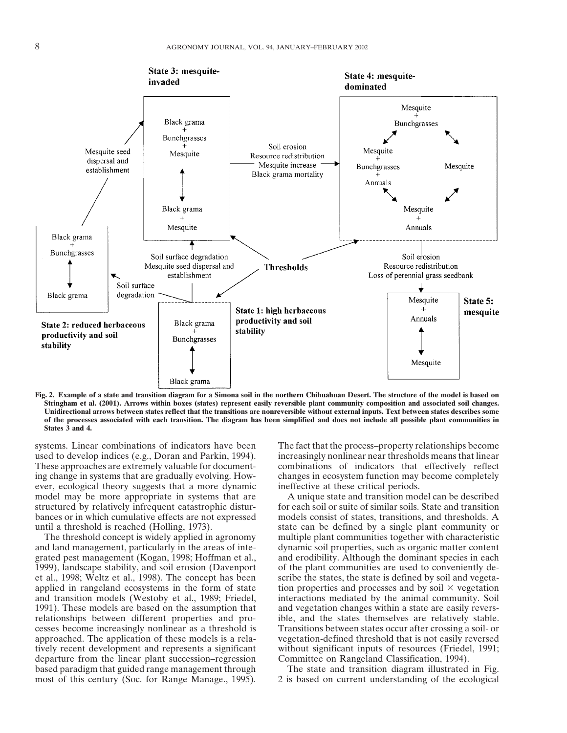**Fig. 2. Example of a state and transition diagram for a Simona soil in the northern Chihuahuan Desert. The structure of the model is based on Stringham et al. (2001). Arrows within boxes (states) represent easily reversible plant community composition and associated soil changes. Unidirectional arrows between states reflect that the transitions are nonreversible without external inputs. Text between states describes some of the processes associated with each transition. The diagram has been simplified and does not include all possible plant communities in States 3 and 4.**

systems. Linear combinations of indicators have been used to develop indices (e.g., Doran and Parkin, 1994). These approaches are extremely valuable for documenting change in systems that are gradually evolving. However, ecological theory suggests that a more dynamic model may be more appropriate in systems that are structured by relatively infrequent catastrophic disturbances or in which cumulative effects are not expressed until a threshold is reached (Holling, 1973).

The threshold concept is widely applied in agronomy and land management, particularly in the areas of integrated pest management (Kogan, 1998; Hoffman et al., 1999), landscape stability, and soil erosion (Davenport et al., 1998; Weltz et al., 1998). The concept has been applied in rangeland ecosystems in the form of state and transition models (Westoby et al., 1989; Friedel, 1991). These models are based on the assumption that relationships between different properties and processes become increasingly nonlinear as a threshold is approached. The application of these models is a relatively recent development and represents a significant departure from the linear plant succession–regression based paradigm that guided range management through most of this century (Soc. for Range Manage., 1995). The fact that the process–property relationships become increasingly nonlinear near thresholds means that linear combinations of indicators that effectively reflect changes in ecosystem function may become completely ineffective at these critical periods.

A unique state and transition model can be described for each soil or suite of similar soils. State and transition models consist of states, transitions, and thresholds. A state can be defined by a single plant community or multiple plant communities together with characteristic dynamic soil properties, such as organic matter content and erodibility. Although the dominant species in each of the plant communities are used to conveniently describe the states, the state is defined by soil and vegetation properties and processes and by soil × vegetation interactions mediated by the animal community. Soil and vegetation changes within a state are easily reversible, and the states themselves are relatively stable. Transitions between states occur after crossing a soil- or vegetation-defined threshold that is not easily reversed without significant inputs of resources (Friedel, 1991; Committee on Rangeland Classification, 1994).

The state and transition diagram illustrated in Fig. 2 is based on current understanding of the ecological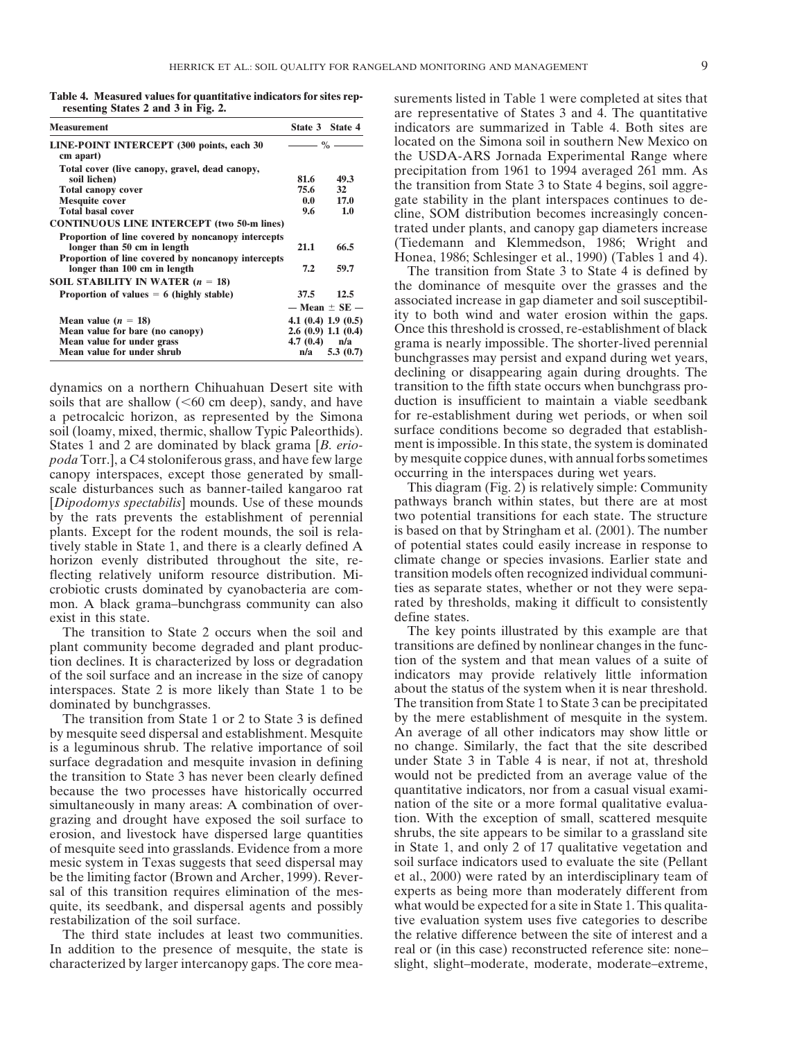**Table 4. Measured values for quantitative indicators for sites representing States 2 and 3 in Fig. 2.**

| Measurement | State 3 | State 4 |
|---|---|---|
| **LINE-POINT INTERCEPT (300 points, each 30 cm apart)** | % | |
| Total cover (live canopy, gravel, dead canopy, soil lichen) | 81.6 | 49.3 |
| Total canopy cover | 75.6 | 32 |
| Mesquite cover | 0.0 | 17.0 |
| Total basal cover | 9.6 | 1.0 |
| **CONTINUOUS LINE INTERCEPT (two 50-m lines)** | | |
| Proportion of line covered by noncanopy intercepts longer than 50 cm in length | 21.1 | 66.5 |
| Proportion of line covered by noncanopy intercepts longer than 100 cm in length | 7.2 | 59.7 |
| **SOIL STABILITY IN WATER ($n = 18$)** | | |
| Proportion of values = 6 (highly stable) | 37.5 | 12.5 |
| | Mean ± SE | |
| Mean value ($n = 18$) | 4.1 (0.4) | 1.9 (0.5) |
| Mean value for bare (no canopy) | 2.6 (0.9) | 1.1 (0.4) |
| Mean value for under grass | 4.7 (0.4) | n/a |
| Mean value for under shrub | n/a | 5.3 (0.7) |

dynamics on a northern Chihuahuan Desert site with soils that are shallow (<60 cm deep), sandy, and have a petrocalcic horizon, as represented by the Simona soil (loamy, mixed, thermic, shallow Typic Paleorthids). States 1 and 2 are dominated by black grama [*B. eriopoda* Torr.], a C4 stoloniferous grass, and have few large canopy interspaces, except those generated by small-scale disturbances such as banner-tailed kangaroo rat [*Dipodomys spectabilis*] mounds. Use of these mounds by the rats prevents the establishment of perennial plants. Except for the rodent mounds, the soil is relatively stable in State 1, and there is a clearly defined A horizon evenly distributed throughout the site, reflecting relatively uniform resource distribution. Microbiotic crusts dominated by cyanobacteria are common. A black grama–bunchgrass community can also exist in this state.

The transition to State 2 occurs when the soil and plant community become degraded and plant production declines. It is characterized by loss or degradation of the soil surface and an increase in the size of canopy interspaces. State 2 is more likely than State 1 to be dominated by bunchgrasses.

The transition from State 1 or 2 to State 3 is defined by mesquite seed dispersal and establishment. Mesquite is a leguminous shrub. The relative importance of soil surface degradation and mesquite invasion in defining the transition to State 3 has never been clearly defined because the two processes have historically occurred simultaneously in many areas: A combination of overgrazing and drought have exposed the soil surface to erosion, and livestock have dispersed large quantities of mesquite seed into grasslands. Evidence from a more mesic system in Texas suggests that seed dispersal may be the limiting factor (Brown and Archer, 1999). Reversal of this transition requires elimination of the mesquite, its seedbank, and dispersal agents and possibly restabilization of the soil surface.

The third state includes at least two communities. In addition to the presence of mesquite, the state is characterized by larger intercanopy gaps. The core measurements listed in Table 1 were completed at sites that are representative of States 3 and 4. The quantitative indicators are summarized in Table 4. Both sites are located on the Simona soil in southern New Mexico on the USDA-ARS Jornada Experimental Range where precipitation from 1961 to 1994 averaged 261 mm. As the transition from State 3 to State 4 begins, soil aggregate stability in the plant interspaces continues to decline, SOM distribution becomes increasingly concentrated under plants, and canopy gap diameters increase (Tiedemann and Klemmedson, 1986; Wright and Honea, 1986; Schlesinger et al., 1990) (Tables 1 and 4).

The transition from State 3 to State 4 is defined by the dominance of mesquite over the grasses and the associated increase in gap diameter and soil susceptibility to both wind and water erosion within the gaps. Once this threshold is crossed, re-establishment of black grama is nearly impossible. The shorter-lived perennial bunchgrasses may persist and expand during wet years, declining or disappearing again during droughts. The transition to the fifth state occurs when bunchgrass production is insufficient to maintain a viable seedbank for re-establishment during wet periods, or when soil surface conditions become so degraded that establishment is impossible. In this state, the system is dominated by mesquite coppice dunes, with annual forbs sometimes occurring in the interspaces during wet years.

This diagram (Fig. 2) is relatively simple: Community pathways branch within states, but there are at most two potential transitions for each state. The structure is based on that by Stringham et al. (2001). The number of potential states could easily increase in response to climate change or species invasions. Earlier state and transition models often recognized individual communities as separate states, whether or not they were separated by thresholds, making it difficult to consistently define states.

The key points illustrated by this example are that transitions are defined by nonlinear changes in the function of the system and that mean values of a suite of indicators may provide relatively little information about the status of the system when it is near threshold. The transition from State 1 to State 3 can be precipitated by the mere establishment of mesquite in the system. An average of all other indicators may show little or no change. Similarly, the fact that the site described under State 3 in Table 4 is near, if not at, threshold would not be predicted from an average value of the quantitative indicators, nor from a casual visual examination of the site or a more formal qualitative evaluation. With the exception of small, scattered mesquite shrubs, the site appears to be similar to a grassland site in State 1, and only 2 of 17 qualitative vegetation and soil surface indicators used to evaluate the site (Pellant et al., 2000) were rated by an interdisciplinary team of experts as being more than moderately different from what would be expected for a site in State 1. This qualitative evaluation system uses five categories to describe the relative difference between the site of interest and a real or (in this case) reconstructed reference site: none–slight, slight–moderate, moderate, moderate–extreme,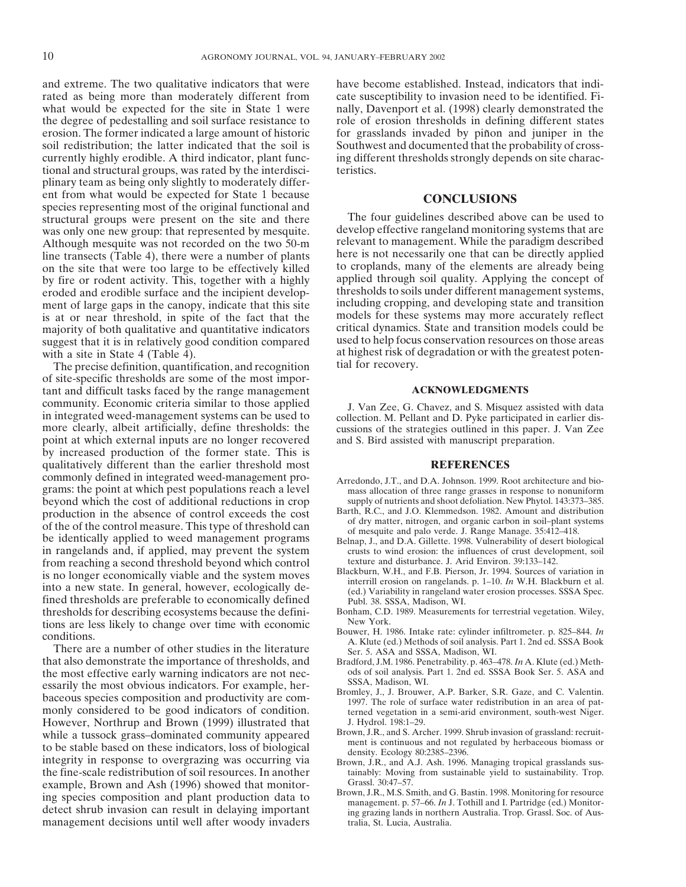and extreme. The two qualitative indicators that were rated as being more than moderately different from what would be expected for the site in State 1 were the degree of pedestalling and soil surface resistance to erosion. The former indicated a large amount of historic soil redistribution; the latter indicated that the soil is currently highly erodible. A third indicator, plant functional and structural groups, was rated by the interdisciplinary team as being only slightly to moderately different from what would be expected for State 1 because species representing most of the original functional and structural groups were present on the site and there was only one new group: that represented by mesquite. Although mesquite was not recorded on the two 50-m line transects (Table 4), there were a number of plants on the site that were too large to be effectively killed by fire or rodent activity. This, together with a highly eroded and erodible surface and the incipient development of large gaps in the canopy, indicate that this site is at or near threshold, in spite of the fact that the majority of both qualitative and quantitative indicators suggest that it is in relatively good condition compared with a site in State 4 (Table 4).

The precise definition, quantification, and recognition of site-specific thresholds are some of the most important and difficult tasks faced by the range management community. Economic criteria similar to those applied in integrated weed-management systems can be used to more clearly, albeit artificially, define thresholds: the point at which external inputs are no longer recovered by increased production of the former state. This is qualitatively different than the earlier threshold most commonly defined in integrated weed-management programs: the point at which pest populations reach a level beyond which the cost of additional reductions in crop production in the absence of control exceeds the cost of the of the control measure. This type of threshold can be identically applied to weed management programs in rangelands and, if applied, may prevent the system from reaching a second threshold beyond which control is no longer economically viable and the system moves into a new state. In general, however, ecologically defined thresholds are preferable to economically defined thresholds for describing ecosystems because the definitions are less likely to change over time with economic conditions.

There are a number of other studies in the literature that also demonstrate the importance of thresholds, and the most effective early warning indicators are not necessarily the most obvious indicators. For example, herbaceous species composition and productivity are commonly considered to be good indicators of condition. However, Northrup and Brown (1999) illustrated that while a tussock grass–dominated community appeared to be stable based on these indicators, loss of biological integrity in response to overgrazing was occurring via the fine-scale redistribution of soil resources. In another example, Brown and Ash (1996) showed that monitoring species composition and plant production data to detect shrub invasion can result in delaying important management decisions until well after woody invaders have become established. Instead, indicators that indicate susceptibility to invasion need to be identified. Finally, Davenport et al. (1998) clearly demonstrated the role of erosion thresholds in defining different states for grasslands invaded by piñon and juniper in the Southwest and documented that the probability of crossing different thresholds strongly depends on site characteristics.

## CONCLUSIONS

The four guidelines described above can be used to develop effective rangeland monitoring systems that are relevant to management. While the paradigm described here is not necessarily one that can be directly applied to croplands, many of the elements are already being applied through soil quality. Applying the concept of thresholds to soils under different management systems, including cropping, and developing state and transition models for these systems may more accurately reflect critical dynamics. State and transition models could be used to help focus conservation resources on those areas at highest risk of degradation or with the greatest potential for recovery.

### ACKNOWLEDGMENTS

J. Van Zee, G. Chavez, and S. Misquez assisted with data collection. M. Pellant and D. Pyke participated in earlier discussions of the strategies outlined in this paper. J. Van Zee and S. Bird assisted with manuscript preparation.

## REFERENCES

Arredondo, J.T., and D.A. Johnson. 1999. Root architecture and biomass allocation of three range grasses in response to nonuniform supply of nutrients and shoot defoliation. New Phytol. 143:373–385.

Barth, R.C., and J.O. Klemmedson. 1982. Amount and distribution of dry matter, nitrogen, and organic carbon in soil–plant systems of mesquite and palo verde. J. Range Manage. 35:412–418.

Belnap, J., and D.A. Gillette. 1998. Vulnerability of desert biological crusts to wind erosion: the influences of crust development, soil texture and disturbance. J. Arid Environ. 39:133–142.

Blackburn, W.H., and F.B. Pierson, Jr. 1994. Sources of variation in interrill erosion on rangelands. p. 1–10. *In* W.H. Blackburn et al. (ed.) Variability in rangeland water erosion processes. SSSA Spec. Publ. 38. SSSA, Madison, WI.

Bonham, C.D. 1989. Measurements for terrestrial vegetation. Wiley, New York.

Bouwer, H. 1986. Intake rate: cylinder infiltrometer. p. 825–844. *In* A. Klute (ed.) Methods of soil analysis. Part 1. 2nd ed. SSSA Book Ser. 5. ASA and SSSA, Madison, WI.

Bradford, J.M. 1986. Penetrability. p. 463–478. *In* A. Klute (ed.) Methods of soil analysis. Part 1. 2nd ed. SSSA Book Ser. 5. ASA and SSSA, Madison, WI.

Bromley, J., J. Brouwer, A.P. Barker, S.R. Gaze, and C. Valentin. 1997. The role of surface water redistribution in an area of patterned vegetation in a semi-arid environment, south-west Niger. J. Hydrol. 198:1–29.

Brown, J.R., and S. Archer. 1999. Shrub invasion of grassland: recruitment is continuous and not regulated by herbaceous biomass or density. Ecology 80:2385–2396.

Brown, J.R., and A.J. Ash. 1996. Managing tropical grasslands sustainably: Moving from sustainable yield to sustainability. Trop. Grassl. 30:47–57.

Brown, J.R., M.S. Smith, and G. Bastin. 1998. Monitoring for resource management. p. 57–66. *In* J. Tothill and I. Partridge (ed.) Monitoring grazing lands in northern Australia. Trop. Grassl. Soc. of Australia, St. Lucia, Australia.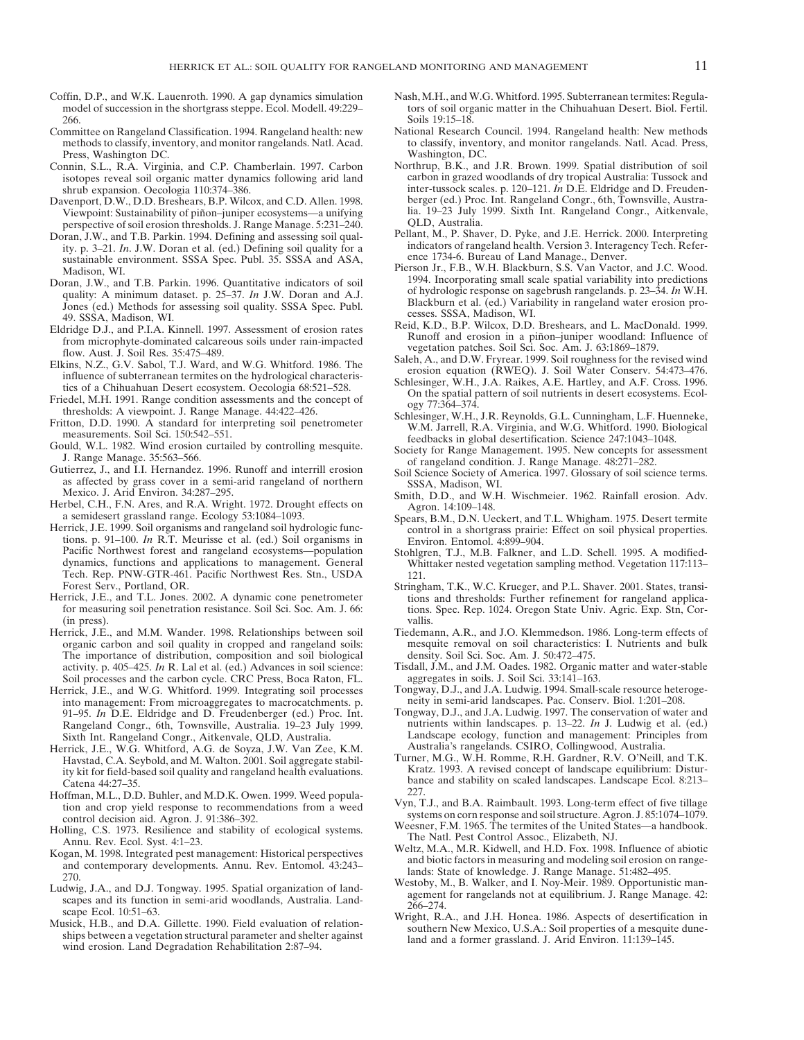Coffin, D.P., and W.K. Lauenroth. 1990. A gap dynamics simulation model of succession in the shortgrass steppe. Ecol. Modell. 49:229–266.

Committee on Rangeland Classification. 1994. Rangeland health: new methods to classify, inventory, and monitor rangelands. Natl. Acad. Press, Washington DC.

Connin, S.L., R.A. Virginia, and C.P. Chamberlain. 1997. Carbon isotopes reveal soil organic matter dynamics following arid land shrub expansion. Oecologia 110:374–386.

Davenport, D.W., D.D. Breshears, B.P. Wilcox, and C.D. Allen. 1998. Viewpoint: Sustainability of piñon–juniper ecosystems—a unifying perspective of soil erosion thresholds. J. Range Manage. 5:231–240.

Doran, J.W., and T.B. Parkin. 1994. Defining and assessing soil quality. p. 3–21. *In*. J.W. Doran et al. (ed.) Defining soil quality for a sustainable environment. SSSA Spec. Publ. 35. SSSA and ASA, Madison, WI.

Doran, J.W., and T.B. Parkin. 1996. Quantitative indicators of soil quality: A minimum dataset. p. 25–37. *In* J.W. Doran and A.J. Jones (ed.) Methods for assessing soil quality. SSSA Spec. Publ. 49. SSSA, Madison, WI.

Eldridge D.J., and P.I.A. Kinnell. 1997. Assessment of erosion rates from microphyte-dominated calcareous soils under rain-impacted flow. Aust. J. Soil Res. 35:475–489.

Elkins, N.Z., G.V. Sabol, T.J. Ward, and W.G. Whitford. 1986. The influence of subterranean termites on the hydrological characteristics of a Chihuahuan Desert ecosystem. Oecologia 68:521–528.

Friedel, M.H. 1991. Range condition assessments and the concept of thresholds: A viewpoint. J. Range Manage. 44:422–426.

Fritton, D.D. 1990. A standard for interpreting soil penetrometer measurements. Soil Sci. 150:542–551.

Gould, W.L. 1982. Wind erosion curtailed by controlling mesquite. J. Range Manage. 35:563–566.

Gutierrez, J., and I.I. Hernandez. 1996. Runoff and interrill erosion as affected by grass cover in a semi-arid rangeland of northern Mexico. J. Arid Environ. 34:287–295.

Herbel, C.H., F.N. Ares, and R.A. Wright. 1972. Drought effects on a semidesert grassland range. Ecology 53:1084–1093.

Herrick, J.E. 1999. Soil organisms and rangeland soil hydrologic functions. p. 91–100. *In* R.T. Meurisse et al. (ed.) Soil organisms in Pacific Northwest forest and rangeland ecosystems—population dynamics, functions and applications to management. General Tech. Rep. PNW-GTR-461. Pacific Northwest Res. Stn., USDA Forest Serv., Portland, OR.

Herrick, J.E., and T.L. Jones. 2002. A dynamic cone penetrometer for measuring soil penetration resistance. Soil Sci. Soc. Am. J. 66: (in press).

Herrick, J.E., and M.M. Wander. 1998. Relationships between soil organic carbon and soil quality in cropped and rangeland soils: The importance of distribution, composition and soil biological activity. p. 405–425. *In* R. Lal et al. (ed.) Advances in soil science: Soil processes and the carbon cycle. CRC Press, Boca Raton, FL.

Herrick, J.E., and W.G. Whitford. 1999. Integrating soil processes into management: From microaggregates to macrocatchments. p. 91–95. *In* D.E. Eldridge and D. Freudenberger (ed.) Proc. Int. Rangeland Congr., 6th, Townsville, Australia. 19–23 July 1999. Sixth Int. Rangeland Congr., Aitkenvale, QLD, Australia.

Herrick, J.E., W.G. Whitford, A.G. de Soyza, J.W. Van Zee, K.M. Havstad, C.A. Seybold, and M. Walton. 2001. Soil aggregate stability kit for field-based soil quality and rangeland health evaluations. Catena 44:27–35.

Hoffman, M.L., D.D. Buhler, and M.D.K. Owen. 1999. Weed population and crop yield response to recommendations from a weed control decision aid. Agron. J. 91:386–392.

Holling, C.S. 1973. Resilience and stability of ecological systems. Annu. Rev. Ecol. Syst. 4:1–23.

Kogan, M. 1998. Integrated pest management: Historical perspectives and contemporary developments. Annu. Rev. Entomol. 43:243–270.

Ludwig, J.A., and D.J. Tongway. 1995. Spatial organization of landscapes and its function in semi-arid woodlands, Australia. Landscape Ecol. 10:51–63.

Musick, H.B., and D.A. Gillette. 1990. Field evaluation of relationships between a vegetation structural parameter and shelter against wind erosion. Land Degradation Rehabilitation 2:87–94.

Nash, M.H., and W.G. Whitford. 1995. Subterranean termites: Regulators of soil organic matter in the Chihuahuan Desert. Biol. Fertil. Soils 19:15–18.

National Research Council. 1994. Rangeland health: New methods to classify, inventory, and monitor rangelands. Natl. Acad. Press, Washington, DC.

Northrup, B.K., and J.R. Brown. 1999. Spatial distribution of soil carbon in grazed woodlands of dry tropical Australia: Tussock and inter-tussock scales. p. 120–121. *In* D.E. Eldridge and D. Freudenberger (ed.) Proc. Int. Rangeland Congr., 6th, Townsville, Australia. 19–23 July 1999. Sixth Int. Rangeland Congr., Aitkenvale, QLD, Australia.

Pellant, M., P. Shaver, D. Pyke, and J.E. Herrick. 2000. Interpreting indicators of rangeland health. Version 3. Interagency Tech. Reference 1734-6. Bureau of Land Manage., Denver.

Pierson Jr., F.B., W.H. Blackburn, S.S. Van Vactor, and J.C. Wood. 1994. Incorporating small scale spatial variability into predictions of hydrologic response on sagebrush rangelands. p. 23–34. *In* W.H. Blackburn et al. (ed.) Variability in rangeland water erosion processes. SSSA, Madison, WI.

Reid, K.D., B.P. Wilcox, D.D. Breshears, and L. MacDonald. 1999. Runoff and erosion in a piñon–juniper woodland: Influence of vegetation patches. Soil Sci. Soc. Am. J. 63:1869–1879.

Saleh, A., and D.W. Fryrear. 1999. Soil roughness for the revised wind erosion equation (RWEQ). J. Soil Water Conserv. 54:473–476.

Schlesinger, W.H., J.A. Raikes, A.E. Hartley, and A.F. Cross. 1996. On the spatial pattern of soil nutrients in desert ecosystems. Ecology 77:364–374.

Schlesinger, W.H., J.R. Reynolds, G.L. Cunningham, L.F. Huenneke, W.M. Jarrell, R.A. Virginia, and W.G. Whitford. 1990. Biological feedbacks in global desertification. Science 247:1043–1048.

Society for Range Management. 1995. New concepts for assessment of rangeland condition. J. Range Manage. 48:271–282.

Soil Science Society of America. 1997. Glossary of soil science terms. SSSA, Madison, WI.

Smith, D.D., and W.H. Wischmeier. 1962. Rainfall erosion. Adv. Agron. 14:109–148.

Spears, B.M., D.N. Ueckert, and T.L. Whigham. 1975. Desert termite control in a shortgrass prairie: Effect on soil physical properties. Environ. Entomol. 4:899–904.

Stohlgren, T.J., M.B. Falkner, and L.D. Schell. 1995. A modified-Whittaker nested vegetation sampling method. Vegetation 117:113–121.

Stringham, T.K., W.C. Krueger, and P.L. Shaver. 2001. States, transitions and thresholds: Further refinement for rangeland applications. Spec. Rep. 1024. Oregon State Univ. Agric. Exp. Stn, Corvallis.

Tiedemann, A.R., and J.O. Klemmedson. 1986. Long-term effects of mesquite removal on soil characteristics: I. Nutrients and bulk density. Soil Sci. Soc. Am. J. 50:472–475.

Tisdall, J.M., and J.M. Oades. 1982. Organic matter and water-stable aggregates in soils. J. Soil Sci. 33:141–163.

Tongway, D.J., and J.A. Ludwig. 1994. Small-scale resource heterogeneity in semi-arid landscapes. Pac. Conserv. Biol. 1:201–208.

Tongway, D.J., and J.A. Ludwig. 1997. The conservation of water and nutrients within landscapes. p. 13–22. *In* J. Ludwig et al. (ed.) Landscape ecology, function and management: Principles from Australia's rangelands. CSIRO, Collingwood, Australia.

Turner, M.G., W.H. Romme, R.H. Gardner, R.V. O'Neill, and T.K. Kratz. 1993. A revised concept of landscape equilibrium: Disturbance and stability on scaled landscapes. Landscape Ecol. 8:213–227.

Vyn, T.J., and B.A. Raimbault. 1993. Long-term effect of five tillage systems on corn response and soil structure. Agron. J. 85:1074–1079.

Weesner, F.M. 1965. The termites of the United States—a handbook. The Natl. Pest Control Assoc., Elizabeth, NJ.

Weltz, M.A., M.R. Kidwell, and H.D. Fox. 1998. Influence of abiotic and biotic factors in measuring and modeling soil erosion on rangelands: State of knowledge. J. Range Manage. 51:482–495.

Westoby, M., B. Walker, and I. Noy-Meir. 1989. Opportunistic management for rangelands not at equilibrium. J. Range Manage. 42: 266–274.

Wright, R.A., and J.H. Honea. 1986. Aspects of desertification in southern New Mexico, U.S.A.: Soil properties of a mesquite duneland and a former grassland. J. Arid Environ. 11:139–145.